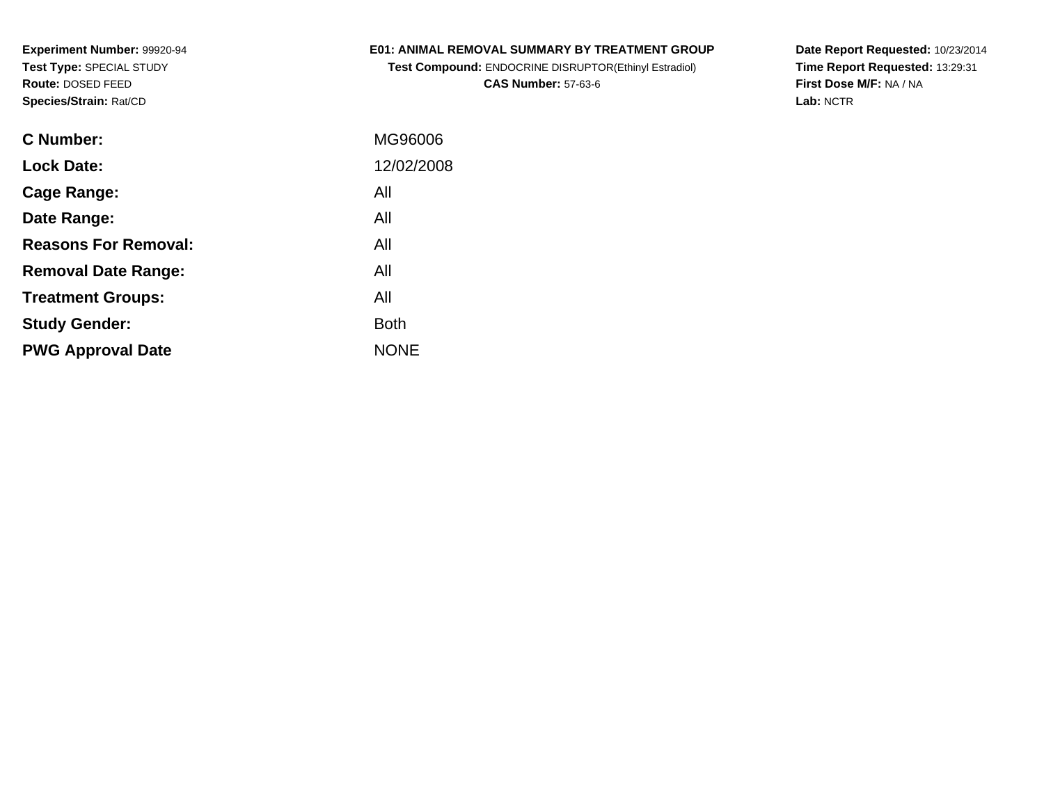**Experiment Number:** 99920-94
**Test Type:** SPECIAL STUDY
**Route:** DOSED FEED
**Species/Strain:** Rat/CD

**E01: ANIMAL REMOVAL SUMMARY BY TREATMENT GROUP**
**Test Compound:** ENDOCRINE DISRUPTOR(Ethinyl Estradiol)
**CAS Number:** 57-63-6

**Date Report Requested:** 10/23/2014
**Time Report Requested:** 13:29:31
**First Dose M/F:** NA / NA
**Lab:** NCTR

| | |
|---|---|
| **C Number:** | MG96006 |
| **Lock Date:** | 12/02/2008 |
| **Cage Range:** | All |
| **Date Range:** | All |
| **Reasons For Removal:** | All |
| **Removal Date Range:** | All |
| **Treatment Groups:** | All |
| **Study Gender:** | Both |
| **PWG Approval Date** | NONE |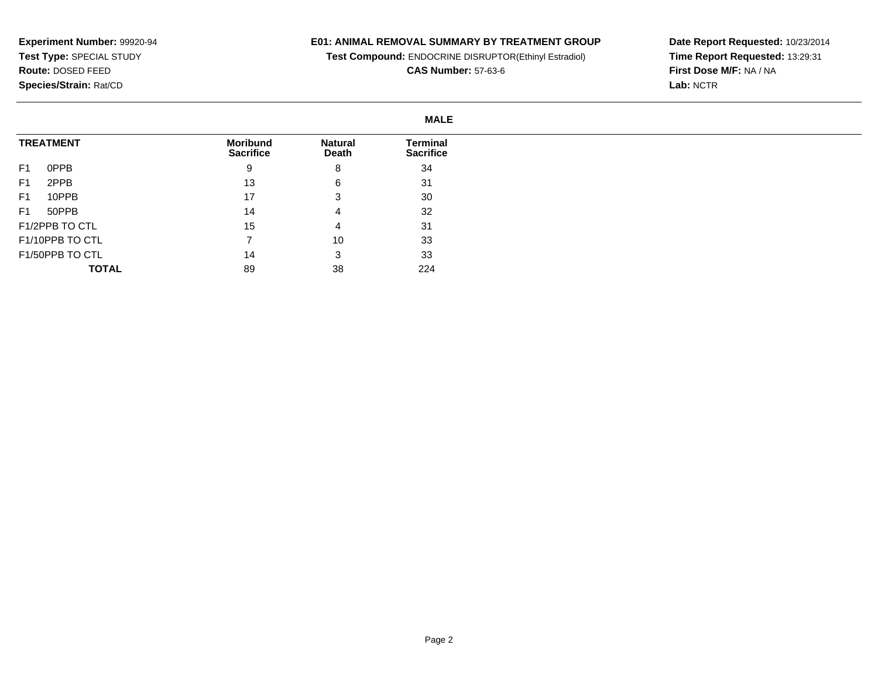**Experiment Number:** 99920-94
**Test Type:** SPECIAL STUDY
**Route:** DOSED FEED
**Species/Strain:** Rat/CD

# E01: ANIMAL REMOVAL SUMMARY BY TREATMENT GROUP

**Test Compound:** ENDOCRINE DISRUPTOR(Ethinyl Estradiol)
**CAS Number:** 57-63-6

**Date Report Requested:** 10/23/2014
**Time Report Requested:** 13:29:31
**First Dose M/F:** NA / NA
**Lab:** NCTR

## MALE

| TREATMENT | Moribund Sacrifice | Natural Death | Terminal Sacrifice |
|---|---|---|---|
| F1 0PPB | 9 | 8 | 34 |
| F1 2PPB | 13 | 6 | 31 |
| F1 10PPB | 17 | 3 | 30 |
| F1 50PPB | 14 | 4 | 32 |
| F1/2PPB TO CTL | 15 | 4 | 31 |
| F1/10PPB TO CTL | 7 | 10 | 33 |
| F1/50PPB TO CTL | 14 | 3 | 33 |
| **TOTAL** | 89 | 38 | 224 |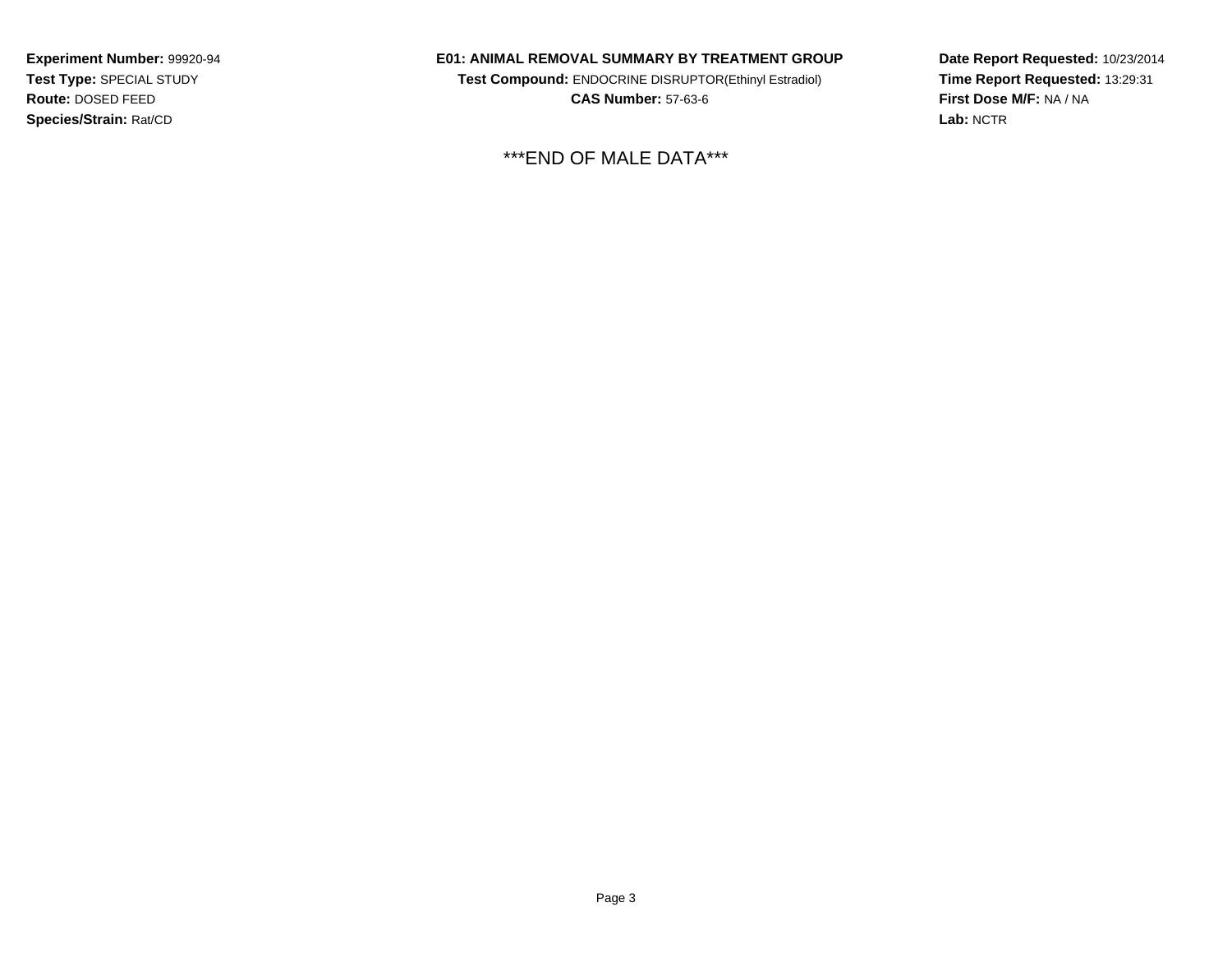**Experiment Number:** 99920-94
**Test Type:** SPECIAL STUDY
**Route:** DOSED FEED
**Species/Strain:** Rat/CD

**E01: ANIMAL REMOVAL SUMMARY BY TREATMENT GROUP**
**Test Compound:** ENDOCRINE DISRUPTOR(Ethinyl Estradiol)
**CAS Number:** 57-63-6

**Date Report Requested:** 10/23/2014
**Time Report Requested:** 13:29:31
**First Dose M/F:** NA / NA
**Lab:** NCTR

***END OF MALE DATA***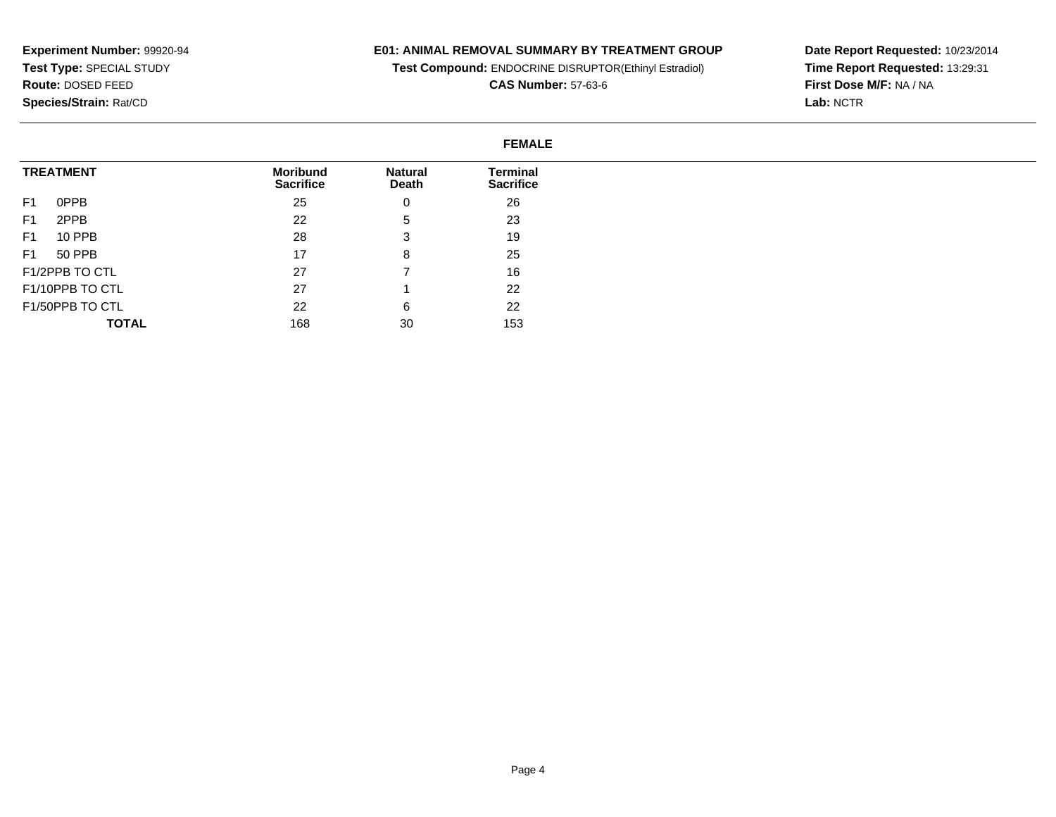**Experiment Number:** 99920-94
**Test Type:** SPECIAL STUDY
**Route:** DOSED FEED
**Species/Strain:** Rat/CD

**E01: ANIMAL REMOVAL SUMMARY BY TREATMENT GROUP**
**Test Compound:** ENDOCRINE DISRUPTOR(Ethinyl Estradiol)
**CAS Number:** 57-63-6

**Date Report Requested:** 10/23/2014
**Time Report Requested:** 13:29:31
**First Dose M/F:** NA / NA
**Lab:** NCTR

**FEMALE**

| TREATMENT | Moribund Sacrifice | Natural Death | Terminal Sacrifice |
|---|---|---|---|
| F1 0PPB | 25 | 0 | 26 |
| F1 2PPB | 22 | 5 | 23 |
| F1 10 PPB | 28 | 3 | 19 |
| F1 50 PPB | 17 | 8 | 25 |
| F1/2PPB TO CTL | 27 | 7 | 16 |
| F1/10PPB TO CTL | 27 | 1 | 22 |
| F1/50PPB TO CTL | 22 | 6 | 22 |
| **TOTAL** | 168 | 30 | 153 |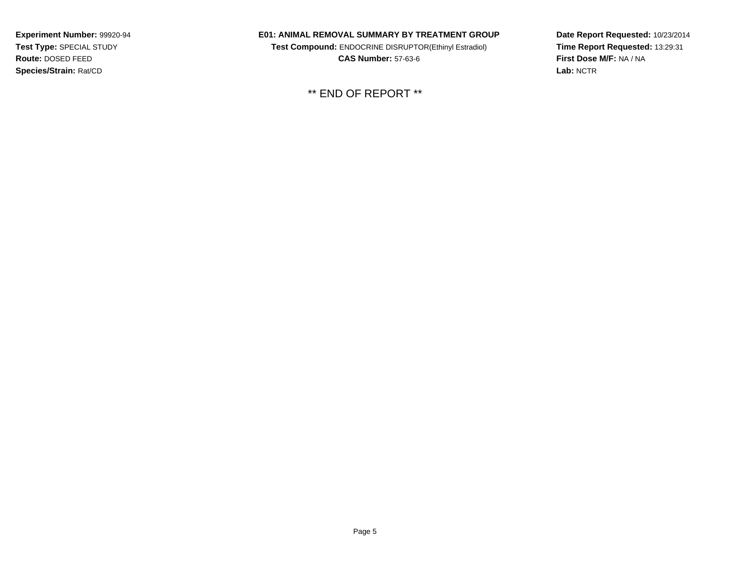**Experiment Number:** 99920-94
**Test Type:** SPECIAL STUDY
**Route:** DOSED FEED
**Species/Strain:** Rat/CD

**E01: ANIMAL REMOVAL SUMMARY BY TREATMENT GROUP**
**Test Compound:** ENDOCRINE DISRUPTOR(Ethinyl Estradiol)
**CAS Number:** 57-63-6

**Date Report Requested:** 10/23/2014
**Time Report Requested:** 13:29:31
**First Dose M/F:** NA / NA
**Lab:** NCTR

** END OF REPORT **